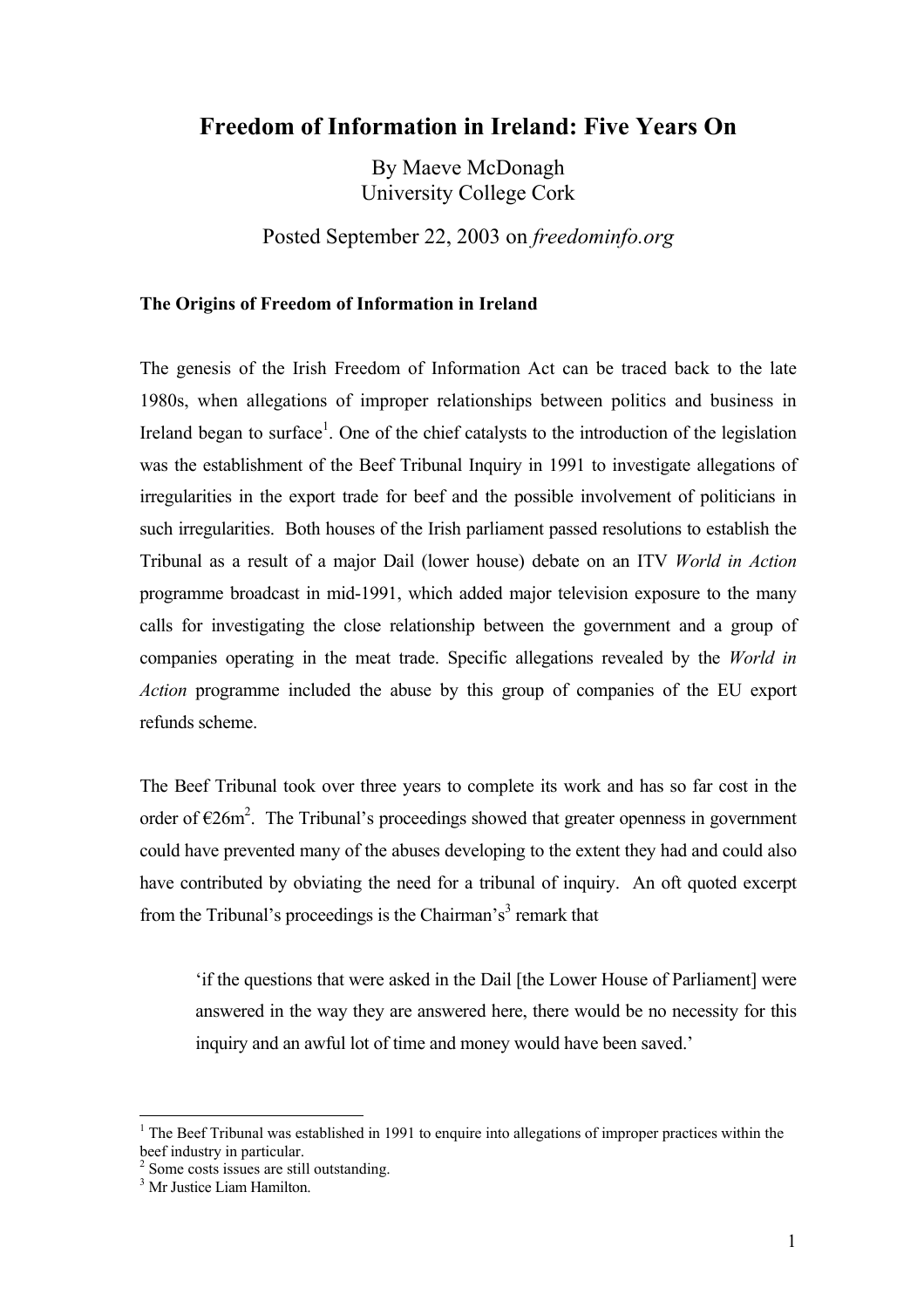# Freedom of Information in Ireland: Five Years On

By Maeve McDonagh
University College Cork

Posted September 22, 2003 on *freedominfo.org*

## The Origins of Freedom of Information in Ireland

The genesis of the Irish Freedom of Information Act can be traced back to the late 1980s, when allegations of improper relationships between politics and business in Ireland began to surface[1]. One of the chief catalysts to the introduction of the legislation was the establishment of the Beef Tribunal Inquiry in 1991 to investigate allegations of irregularities in the export trade for beef and the possible involvement of politicians in such irregularities. Both houses of the Irish parliament passed resolutions to establish the Tribunal as a result of a major Dail (lower house) debate on an ITV *World in Action* programme broadcast in mid-1991, which added major television exposure to the many calls for investigating the close relationship between the government and a group of companies operating in the meat trade. Specific allegations revealed by the *World in Action* programme included the abuse by this group of companies of the EU export refunds scheme.

The Beef Tribunal took over three years to complete its work and has so far cost in the order of €26m[2]. The Tribunal's proceedings showed that greater openness in government could have prevented many of the abuses developing to the extent they had and could also have contributed by obviating the need for a tribunal of inquiry. An oft quoted excerpt from the Tribunal's proceedings is the Chairman's[3] remark that

> 'if the questions that were asked in the Dail [the Lower House of Parliament] were answered in the way they are answered here, there would be no necessity for this inquiry and an awful lot of time and money would have been saved.'

---

[1] The Beef Tribunal was established in 1991 to enquire into allegations of improper practices within the beef industry in particular.

[2] Some costs issues are still outstanding.

[3] Mr Justice Liam Hamilton.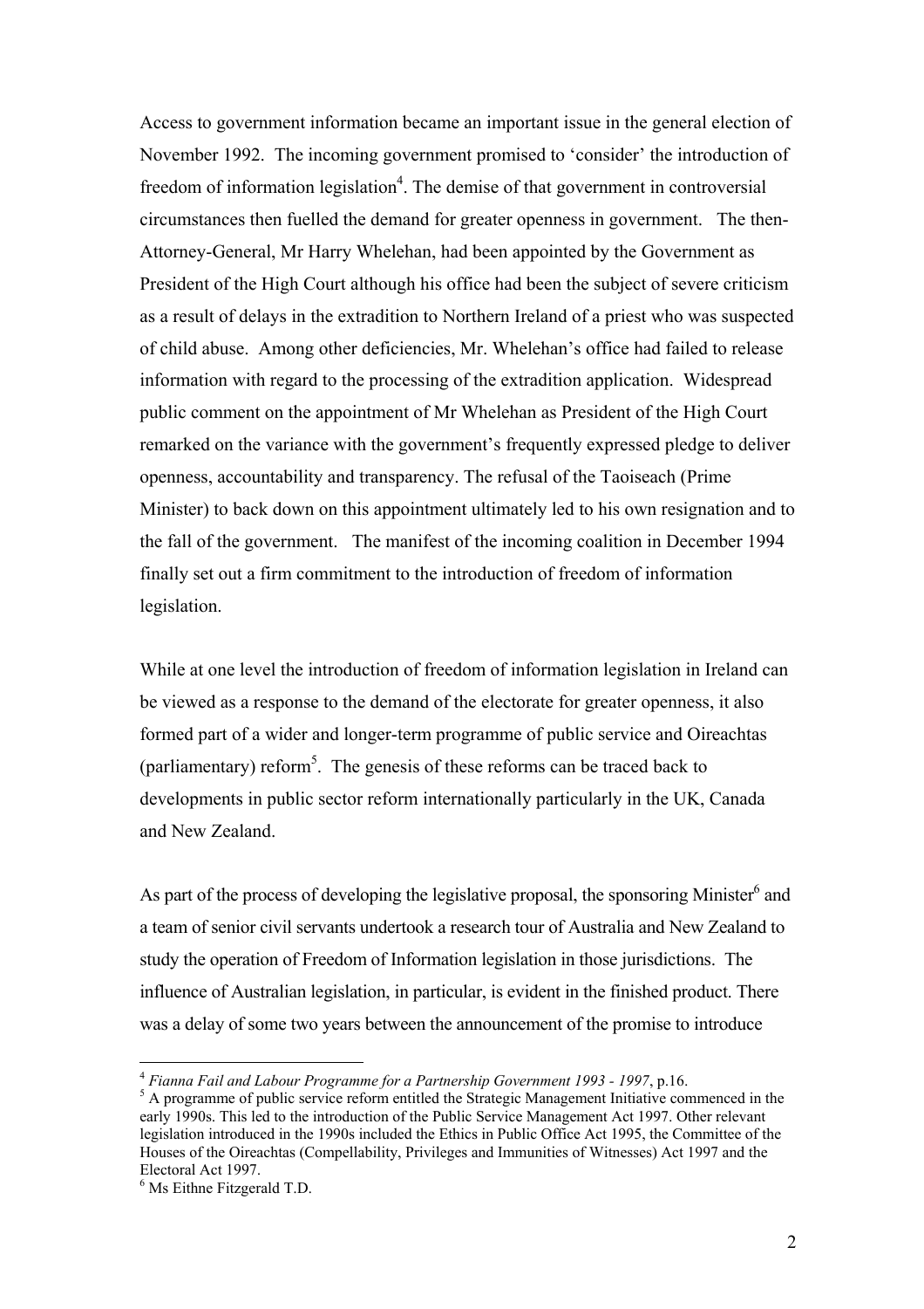Access to government information became an important issue in the general election of November 1992. The incoming government promised to 'consider' the introduction of freedom of information legislation[4]. The demise of that government in controversial circumstances then fuelled the demand for greater openness in government. The then-Attorney-General, Mr Harry Whelehan, had been appointed by the Government as President of the High Court although his office had been the subject of severe criticism as a result of delays in the extradition to Northern Ireland of a priest who was suspected of child abuse. Among other deficiencies, Mr. Whelehan's office had failed to release information with regard to the processing of the extradition application. Widespread public comment on the appointment of Mr Whelehan as President of the High Court remarked on the variance with the government's frequently expressed pledge to deliver openness, accountability and transparency. The refusal of the Taoiseach (Prime Minister) to back down on this appointment ultimately led to his own resignation and to the fall of the government. The manifest of the incoming coalition in December 1994 finally set out a firm commitment to the introduction of freedom of information legislation.

While at one level the introduction of freedom of information legislation in Ireland can be viewed as a response to the demand of the electorate for greater openness, it also formed part of a wider and longer-term programme of public service and Oireachtas (parliamentary) reform[5]. The genesis of these reforms can be traced back to developments in public sector reform internationally particularly in the UK, Canada and New Zealand.

As part of the process of developing the legislative proposal, the sponsoring Minister[6] and a team of senior civil servants undertook a research tour of Australia and New Zealand to study the operation of Freedom of Information legislation in those jurisdictions. The influence of Australian legislation, in particular, is evident in the finished product. There was a delay of some two years between the announcement of the promise to introduce

---

[4] *Fianna Fail and Labour Programme for a Partnership Government 1993 - 1997*, p.16.

[5] A programme of public service reform entitled the Strategic Management Initiative commenced in the early 1990s. This led to the introduction of the Public Service Management Act 1997. Other relevant legislation introduced in the 1990s included the Ethics in Public Office Act 1995, the Committee of the Houses of the Oireachtas (Compellability, Privileges and Immunities of Witnesses) Act 1997 and the Electoral Act 1997.

[6] Ms Eithne Fitzgerald T.D.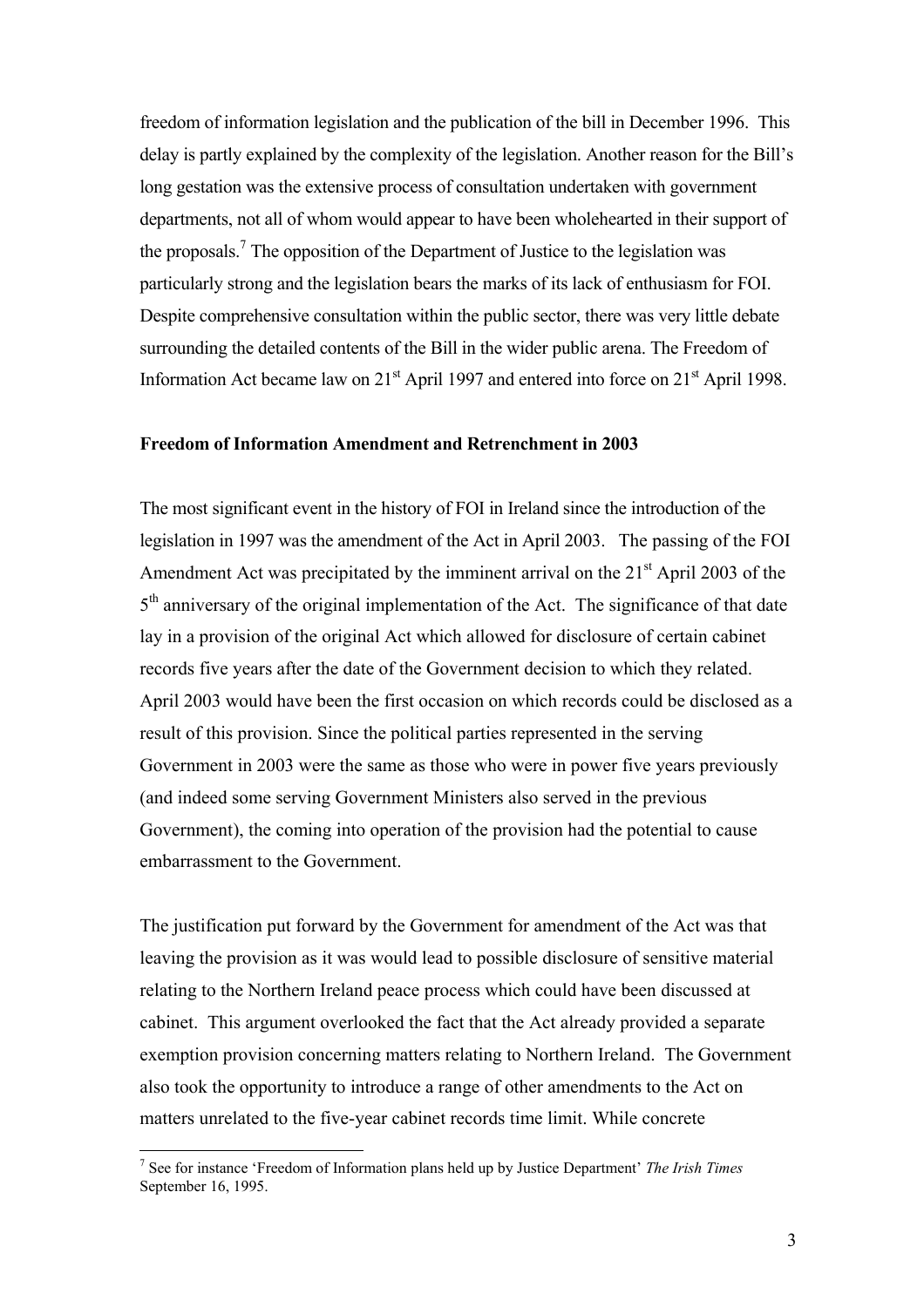freedom of information legislation and the publication of the bill in December 1996. This delay is partly explained by the complexity of the legislation. Another reason for the Bill's long gestation was the extensive process of consultation undertaken with government departments, not all of whom would appear to have been wholehearted in their support of the proposals.[7] The opposition of the Department of Justice to the legislation was particularly strong and the legislation bears the marks of its lack of enthusiasm for FOI. Despite comprehensive consultation within the public sector, there was very little debate surrounding the detailed contents of the Bill in the wider public arena. The Freedom of Information Act became law on 21st April 1997 and entered into force on 21st April 1998.

**Freedom of Information Amendment and Retrenchment in 2003**

The most significant event in the history of FOI in Ireland since the introduction of the legislation in 1997 was the amendment of the Act in April 2003. The passing of the FOI Amendment Act was precipitated by the imminent arrival on the 21st April 2003 of the 5th anniversary of the original implementation of the Act. The significance of that date lay in a provision of the original Act which allowed for disclosure of certain cabinet records five years after the date of the Government decision to which they related. April 2003 would have been the first occasion on which records could be disclosed as a result of this provision. Since the political parties represented in the serving Government in 2003 were the same as those who were in power five years previously (and indeed some serving Government Ministers also served in the previous Government), the coming into operation of the provision had the potential to cause embarrassment to the Government.

The justification put forward by the Government for amendment of the Act was that leaving the provision as it was would lead to possible disclosure of sensitive material relating to the Northern Ireland peace process which could have been discussed at cabinet. This argument overlooked the fact that the Act already provided a separate exemption provision concerning matters relating to Northern Ireland. The Government also took the opportunity to introduce a range of other amendments to the Act on matters unrelated to the five-year cabinet records time limit. While concrete

[7] See for instance 'Freedom of Information plans held up by Justice Department' *The Irish Times* September 16, 1995.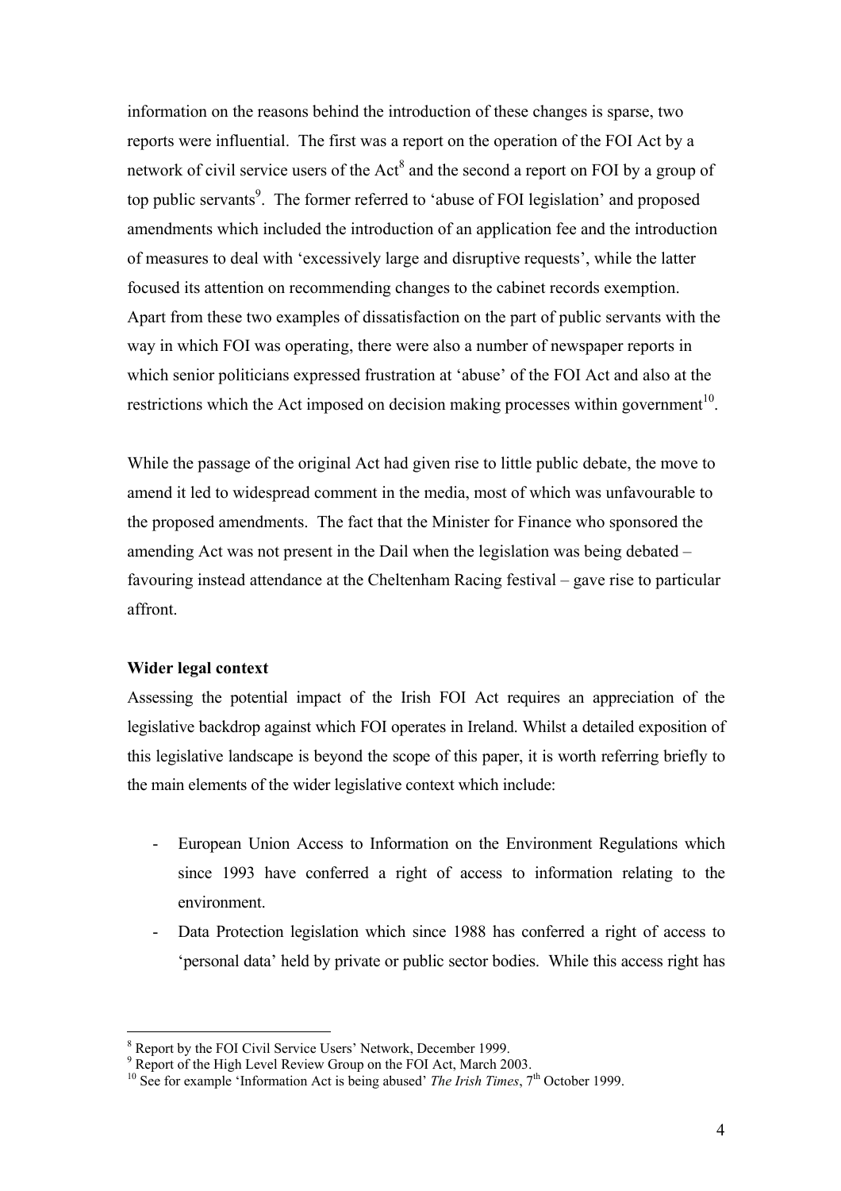information on the reasons behind the introduction of these changes is sparse, two reports were influential. The first was a report on the operation of the FOI Act by a network of civil service users of the Act[8] and the second a report on FOI by a group of top public servants[9]. The former referred to 'abuse of FOI legislation' and proposed amendments which included the introduction of an application fee and the introduction of measures to deal with 'excessively large and disruptive requests', while the latter focused its attention on recommending changes to the cabinet records exemption. Apart from these two examples of dissatisfaction on the part of public servants with the way in which FOI was operating, there were also a number of newspaper reports in which senior politicians expressed frustration at 'abuse' of the FOI Act and also at the restrictions which the Act imposed on decision making processes within government[10].

While the passage of the original Act had given rise to little public debate, the move to amend it led to widespread comment in the media, most of which was unfavourable to the proposed amendments. The fact that the Minister for Finance who sponsored the amending Act was not present in the Dail when the legislation was being debated – favouring instead attendance at the Cheltenham Racing festival – gave rise to particular affront.

**Wider legal context**

Assessing the potential impact of the Irish FOI Act requires an appreciation of the legislative backdrop against which FOI operates in Ireland. Whilst a detailed exposition of this legislative landscape is beyond the scope of this paper, it is worth referring briefly to the main elements of the wider legislative context which include:

- European Union Access to Information on the Environment Regulations which since 1993 have conferred a right of access to information relating to the environment.
- Data Protection legislation which since 1988 has conferred a right of access to 'personal data' held by private or public sector bodies. While this access right has

---

[8] Report by the FOI Civil Service Users' Network, December 1999.

[9] Report of the High Level Review Group on the FOI Act, March 2003.

[10] See for example 'Information Act is being abused' *The Irish Times*, 7th October 1999.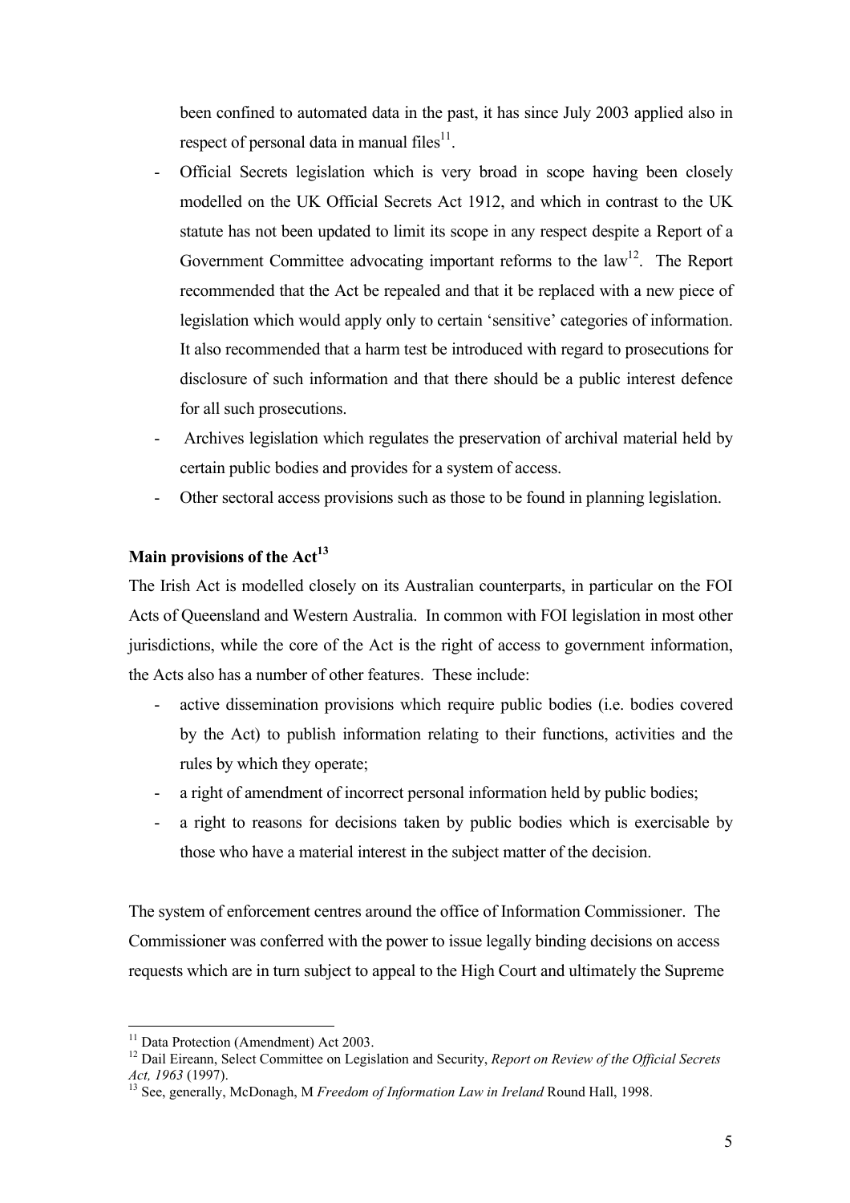been confined to automated data in the past, it has since July 2003 applied also in respect of personal data in manual files[11].

- Official Secrets legislation which is very broad in scope having been closely modelled on the UK Official Secrets Act 1912, and which in contrast to the UK statute has not been updated to limit its scope in any respect despite a Report of a Government Committee advocating important reforms to the law[12]. The Report recommended that the Act be repealed and that it be replaced with a new piece of legislation which would apply only to certain 'sensitive' categories of information. It also recommended that a harm test be introduced with regard to prosecutions for disclosure of such information and that there should be a public interest defence for all such prosecutions.
- Archives legislation which regulates the preservation of archival material held by certain public bodies and provides for a system of access.
- Other sectoral access provisions such as those to be found in planning legislation.

**Main provisions of the Act[13]**

The Irish Act is modelled closely on its Australian counterparts, in particular on the FOI Acts of Queensland and Western Australia. In common with FOI legislation in most other jurisdictions, while the core of the Act is the right of access to government information, the Acts also has a number of other features. These include:

- active dissemination provisions which require public bodies (i.e. bodies covered by the Act) to publish information relating to their functions, activities and the rules by which they operate;
- a right of amendment of incorrect personal information held by public bodies;
- a right to reasons for decisions taken by public bodies which is exercisable by those who have a material interest in the subject matter of the decision.

The system of enforcement centres around the office of Information Commissioner. The Commissioner was conferred with the power to issue legally binding decisions on access requests which are in turn subject to appeal to the High Court and ultimately the Supreme

[11] Data Protection (Amendment) Act 2003.

[12] Dail Eireann, Select Committee on Legislation and Security, *Report on Review of the Official Secrets Act, 1963* (1997).

[13] See, generally, McDonagh, M *Freedom of Information Law in Ireland* Round Hall, 1998.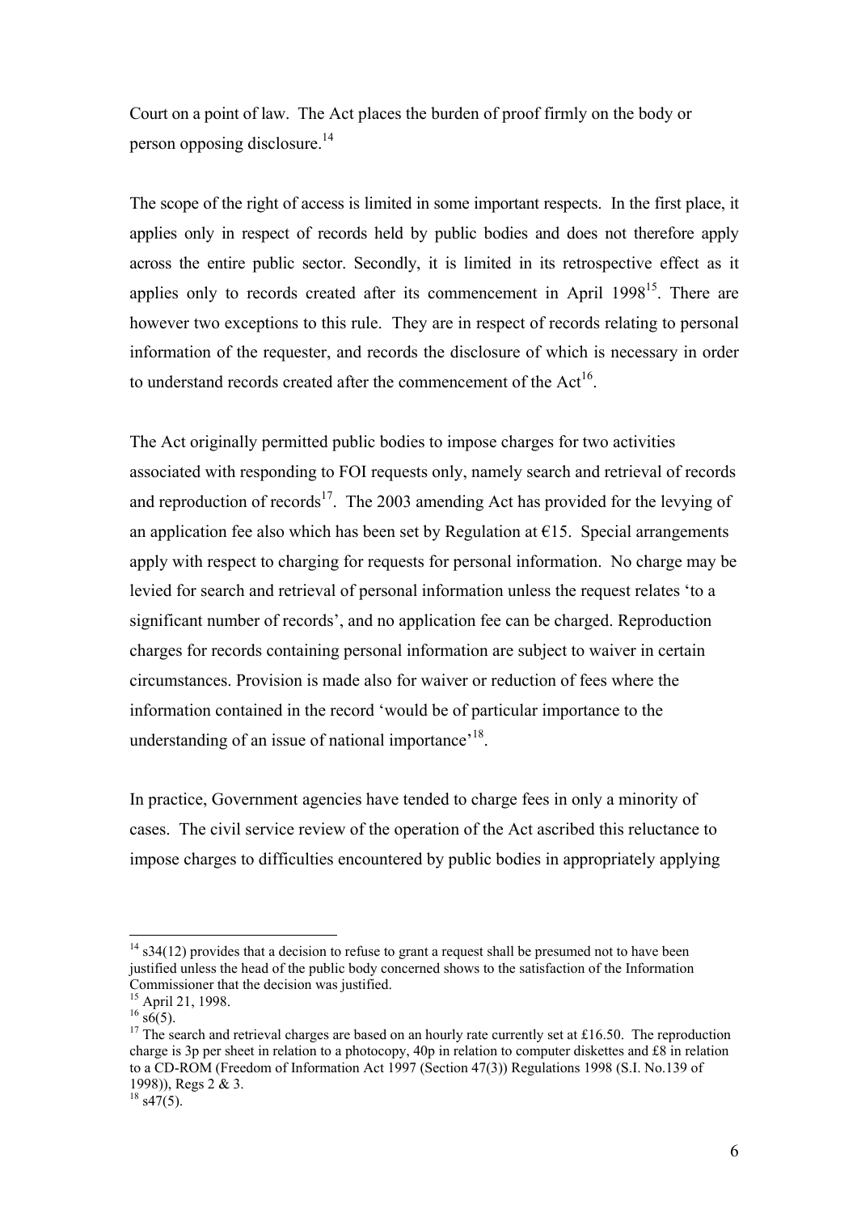Court on a point of law. The Act places the burden of proof firmly on the body or person opposing disclosure.[14]

The scope of the right of access is limited in some important respects. In the first place, it applies only in respect of records held by public bodies and does not therefore apply across the entire public sector. Secondly, it is limited in its retrospective effect as it applies only to records created after its commencement in April 1998[15]. There are however two exceptions to this rule. They are in respect of records relating to personal information of the requester, and records the disclosure of which is necessary in order to understand records created after the commencement of the Act[16].

The Act originally permitted public bodies to impose charges for two activities associated with responding to FOI requests only, namely search and retrieval of records and reproduction of records[17]. The 2003 amending Act has provided for the levying of an application fee also which has been set by Regulation at €15. Special arrangements apply with respect to charging for requests for personal information. No charge may be levied for search and retrieval of personal information unless the request relates 'to a significant number of records', and no application fee can be charged. Reproduction charges for records containing personal information are subject to waiver in certain circumstances. Provision is made also for waiver or reduction of fees where the information contained in the record 'would be of particular importance to the understanding of an issue of national importance'[18].

In practice, Government agencies have tended to charge fees in only a minority of cases. The civil service review of the operation of the Act ascribed this reluctance to impose charges to difficulties encountered by public bodies in appropriately applying

---

[14] s34(12) provides that a decision to refuse to grant a request shall be presumed not to have been justified unless the head of the public body concerned shows to the satisfaction of the Information Commissioner that the decision was justified.

[15] April 21, 1998.

[16] s6(5).

[17] The search and retrieval charges are based on an hourly rate currently set at £16.50. The reproduction charge is 3p per sheet in relation to a photocopy, 40p in relation to computer diskettes and £8 in relation to a CD-ROM (Freedom of Information Act 1997 (Section 47(3)) Regulations 1998 (S.I. No.139 of 1998)), Regs 2 & 3.

[18] s47(5).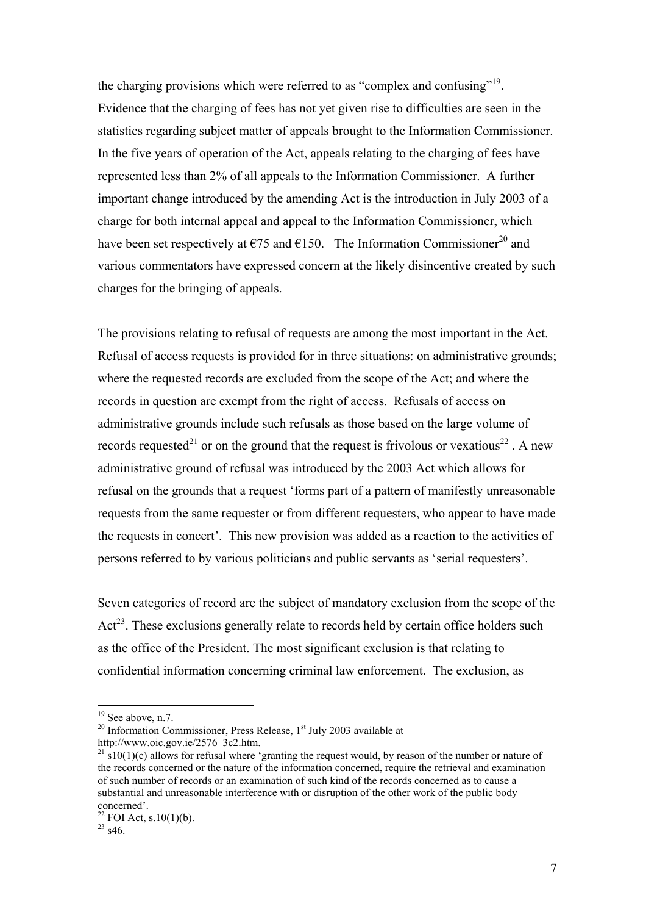the charging provisions which were referred to as "complex and confusing"[19]. Evidence that the charging of fees has not yet given rise to difficulties are seen in the statistics regarding subject matter of appeals brought to the Information Commissioner. In the five years of operation of the Act, appeals relating to the charging of fees have represented less than 2% of all appeals to the Information Commissioner. A further important change introduced by the amending Act is the introduction in July 2003 of a charge for both internal appeal and appeal to the Information Commissioner, which have been set respectively at €75 and €150. The Information Commissioner[20] and various commentators have expressed concern at the likely disincentive created by such charges for the bringing of appeals.

The provisions relating to refusal of requests are among the most important in the Act. Refusal of access requests is provided for in three situations: on administrative grounds; where the requested records are excluded from the scope of the Act; and where the records in question are exempt from the right of access. Refusals of access on administrative grounds include such refusals as those based on the large volume of records requested[21] or on the ground that the request is frivolous or vexatious[22] . A new administrative ground of refusal was introduced by the 2003 Act which allows for refusal on the grounds that a request 'forms part of a pattern of manifestly unreasonable requests from the same requester or from different requesters, who appear to have made the requests in concert'. This new provision was added as a reaction to the activities of persons referred to by various politicians and public servants as 'serial requesters'.

Seven categories of record are the subject of mandatory exclusion from the scope of the Act[23]. These exclusions generally relate to records held by certain office holders such as the office of the President. The most significant exclusion is that relating to confidential information concerning criminal law enforcement. The exclusion, as

---

[19] See above, n.7.

[20] Information Commissioner, Press Release, 1st July 2003 available at http://www.oic.gov.ie/2576_3c2.htm.

[21] s10(1)(c) allows for refusal where 'granting the request would, by reason of the number or nature of the records concerned or the nature of the information concerned, require the retrieval and examination of such number of records or an examination of such kind of the records concerned as to cause a substantial and unreasonable interference with or disruption of the other work of the public body concerned'.

[22] FOI Act, s.10(1)(b).

[23] s46.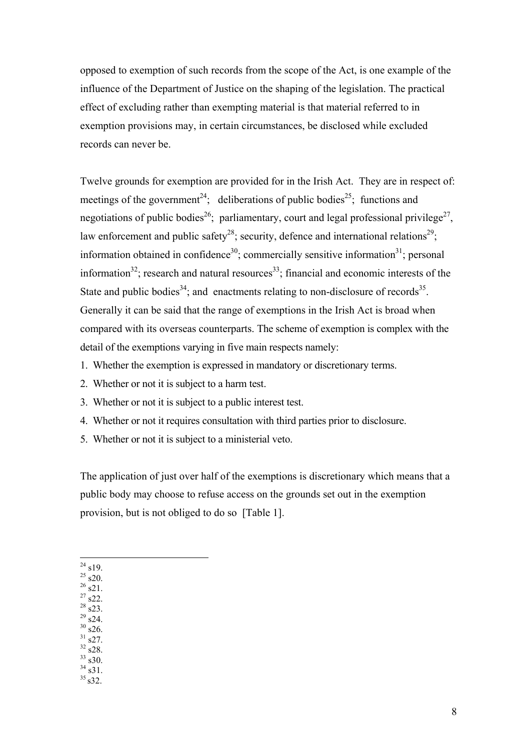opposed to exemption of such records from the scope of the Act, is one example of the influence of the Department of Justice on the shaping of the legislation. The practical effect of excluding rather than exempting material is that material referred to in exemption provisions may, in certain circumstances, be disclosed while excluded records can never be.

Twelve grounds for exemption are provided for in the Irish Act. They are in respect of: meetings of the government[24]; deliberations of public bodies[25]; functions and negotiations of public bodies[26]; parliamentary, court and legal professional privilege[27], law enforcement and public safety[28]; security, defence and international relations[29]; information obtained in confidence[30]; commercially sensitive information[31]; personal information[32]; research and natural resources[33]; financial and economic interests of the State and public bodies[34]; and enactments relating to non-disclosure of records[35]. Generally it can be said that the range of exemptions in the Irish Act is broad when compared with its overseas counterparts. The scheme of exemption is complex with the detail of the exemptions varying in five main respects namely:

1. Whether the exemption is expressed in mandatory or discretionary terms.
2. Whether or not it is subject to a harm test.
3. Whether or not it is subject to a public interest test.
4. Whether or not it requires consultation with third parties prior to disclosure.
5. Whether or not it is subject to a ministerial veto.

The application of just over half of the exemptions is discretionary which means that a public body may choose to refuse access on the grounds set out in the exemption provision, but is not obliged to do so [Table 1].

---

[24] s19.
[25] s20.
[26] s21.
[27] s22.
[28] s23.
[29] s24.
[30] s26.
[31] s27.
[32] s28.
[33] s30.
[34] s31.
[35] s32.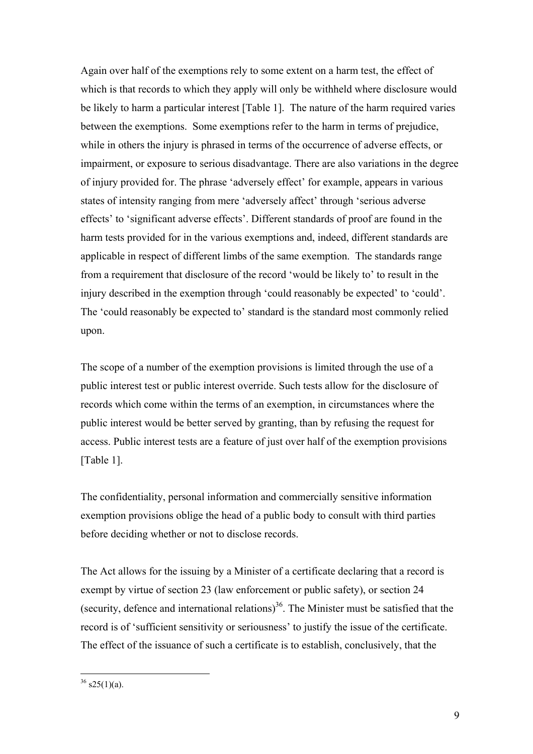Again over half of the exemptions rely to some extent on a harm test, the effect of which is that records to which they apply will only be withheld where disclosure would be likely to harm a particular interest [Table 1]. The nature of the harm required varies between the exemptions. Some exemptions refer to the harm in terms of prejudice, while in others the injury is phrased in terms of the occurrence of adverse effects, or impairment, or exposure to serious disadvantage. There are also variations in the degree of injury provided for. The phrase 'adversely effect' for example, appears in various states of intensity ranging from mere 'adversely affect' through 'serious adverse effects' to 'significant adverse effects'. Different standards of proof are found in the harm tests provided for in the various exemptions and, indeed, different standards are applicable in respect of different limbs of the same exemption. The standards range from a requirement that disclosure of the record 'would be likely to' to result in the injury described in the exemption through 'could reasonably be expected' to 'could'. The 'could reasonably be expected to' standard is the standard most commonly relied upon.

The scope of a number of the exemption provisions is limited through the use of a public interest test or public interest override. Such tests allow for the disclosure of records which come within the terms of an exemption, in circumstances where the public interest would be better served by granting, than by refusing the request for access. Public interest tests are a feature of just over half of the exemption provisions [Table 1].

The confidentiality, personal information and commercially sensitive information exemption provisions oblige the head of a public body to consult with third parties before deciding whether or not to disclose records.

The Act allows for the issuing by a Minister of a certificate declaring that a record is exempt by virtue of section 23 (law enforcement or public safety), or section 24 (security, defence and international relations)[36]. The Minister must be satisfied that the record is of 'sufficient sensitivity or seriousness' to justify the issue of the certificate. The effect of the issuance of such a certificate is to establish, conclusively, that the

[36] s25(1)(a).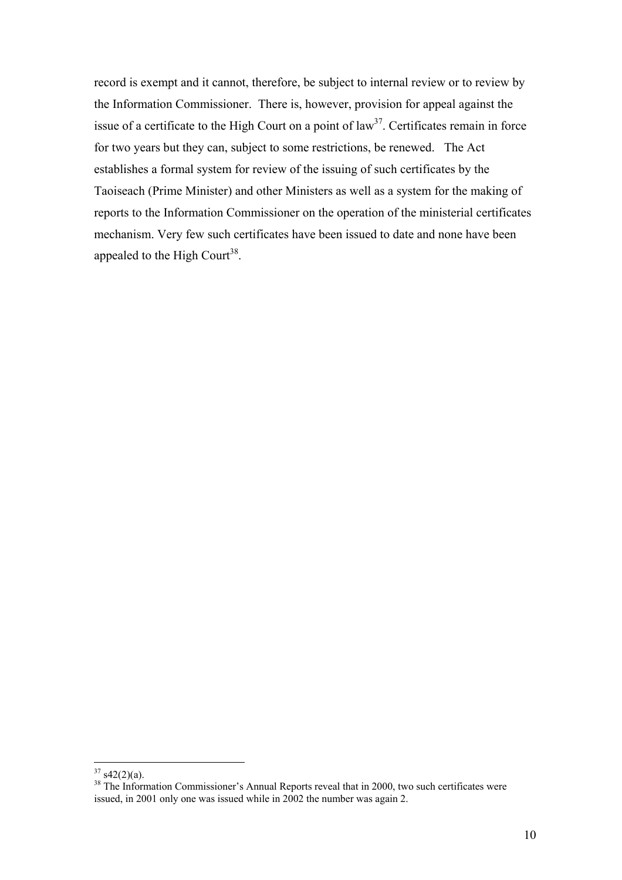record is exempt and it cannot, therefore, be subject to internal review or to review by the Information Commissioner. There is, however, provision for appeal against the issue of a certificate to the High Court on a point of law[37]. Certificates remain in force for two years but they can, subject to some restrictions, be renewed. The Act establishes a formal system for review of the issuing of such certificates by the Taoiseach (Prime Minister) and other Ministers as well as a system for the making of reports to the Information Commissioner on the operation of the ministerial certificates mechanism. Very few such certificates have been issued to date and none have been appealed to the High Court[38].

---

[37] s42(2)(a).

[38] The Information Commissioner's Annual Reports reveal that in 2000, two such certificates were issued, in 2001 only one was issued while in 2002 the number was again 2.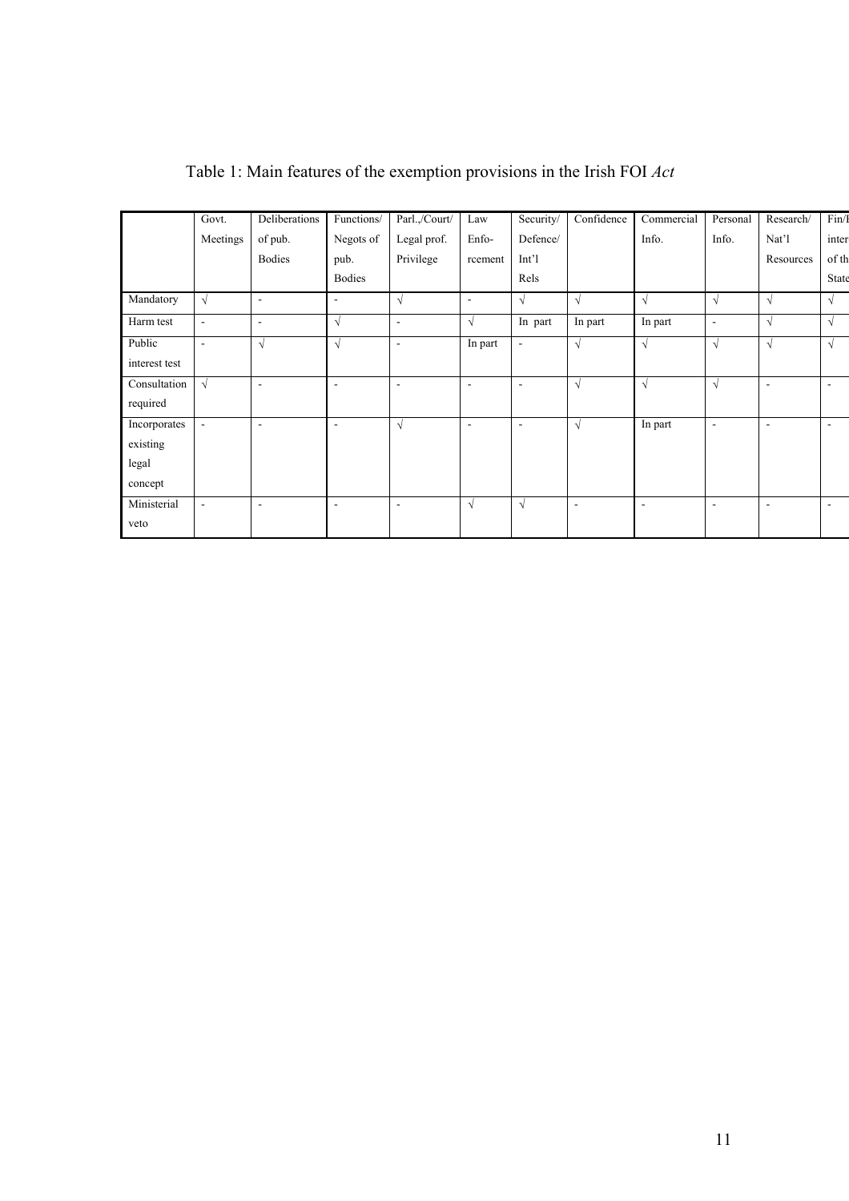Table 1: Main features of the exemption provisions in the Irish FOI *Act*

| | Govt. Meetings | Deliberations of pub. Bodies | Functions/ Negots of pub. Bodies | Parl.,/Court/ Legal prof. Privilege | Law Enfo-rcement | Security/ Defence/ Int'l Rels | Confidence | Commercial Info. | Personal Info. | Research/ Nat'l Resources | Fin/I inter of th State |
|---|---|---|---|---|---|---|---|---|---|---|---|
| Mandatory | √ | - | - | √ | - | √ | √ | √ | √ | √ | √ |
| Harm test | - | - | √ | - | √ | In part | In part | In part | - | √ | √ |
| Public interest test | - | √ | √ | - | In part | - | √ | √ | √ | √ | √ |
| Consultation required | √ | - | - | - | - | - | √ | √ | √ | - | - |
| Incorporates existing legal concept | - | - | - | √ | - | - | √ | In part | - | - | - |
| Ministerial veto | - | - | - | - | √ | √ | - | - | - | - | - |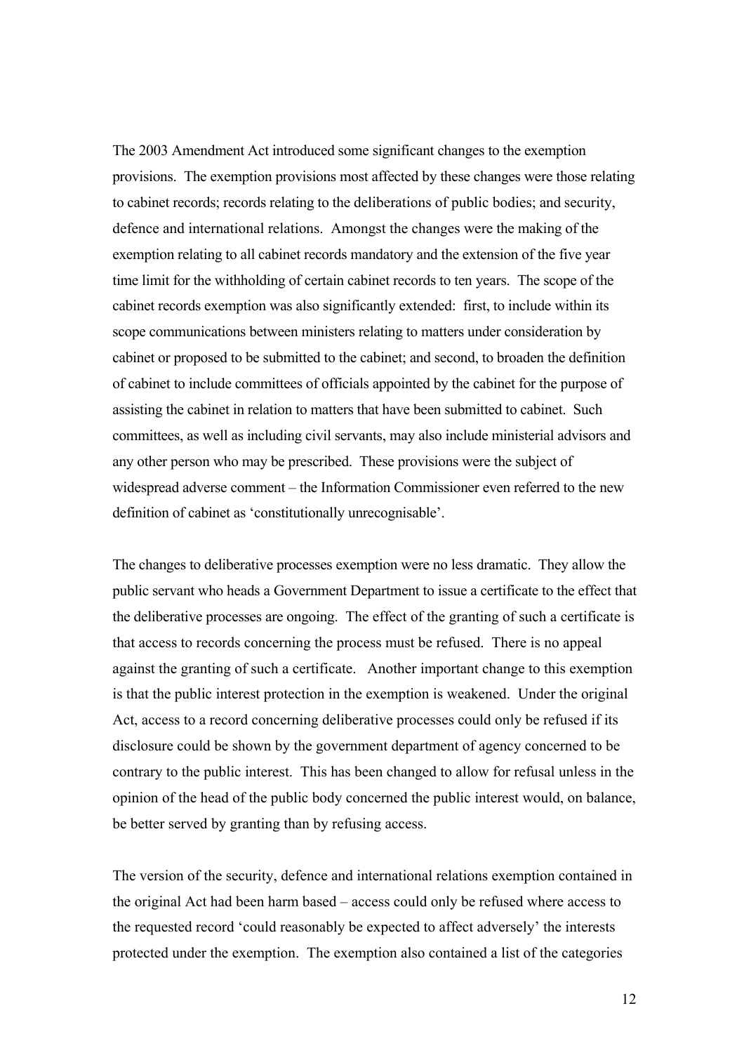The 2003 Amendment Act introduced some significant changes to the exemption provisions. The exemption provisions most affected by these changes were those relating to cabinet records; records relating to the deliberations of public bodies; and security, defence and international relations. Amongst the changes were the making of the exemption relating to all cabinet records mandatory and the extension of the five year time limit for the withholding of certain cabinet records to ten years. The scope of the cabinet records exemption was also significantly extended: first, to include within its scope communications between ministers relating to matters under consideration by cabinet or proposed to be submitted to the cabinet; and second, to broaden the definition of cabinet to include committees of officials appointed by the cabinet for the purpose of assisting the cabinet in relation to matters that have been submitted to cabinet. Such committees, as well as including civil servants, may also include ministerial advisors and any other person who may be prescribed. These provisions were the subject of widespread adverse comment – the Information Commissioner even referred to the new definition of cabinet as 'constitutionally unrecognisable'.

The changes to deliberative processes exemption were no less dramatic. They allow the public servant who heads a Government Department to issue a certificate to the effect that the deliberative processes are ongoing. The effect of the granting of such a certificate is that access to records concerning the process must be refused. There is no appeal against the granting of such a certificate. Another important change to this exemption is that the public interest protection in the exemption is weakened. Under the original Act, access to a record concerning deliberative processes could only be refused if its disclosure could be shown by the government department of agency concerned to be contrary to the public interest. This has been changed to allow for refusal unless in the opinion of the head of the public body concerned the public interest would, on balance, be better served by granting than by refusing access.

The version of the security, defence and international relations exemption contained in the original Act had been harm based – access could only be refused where access to the requested record 'could reasonably be expected to affect adversely' the interests protected under the exemption. The exemption also contained a list of the categories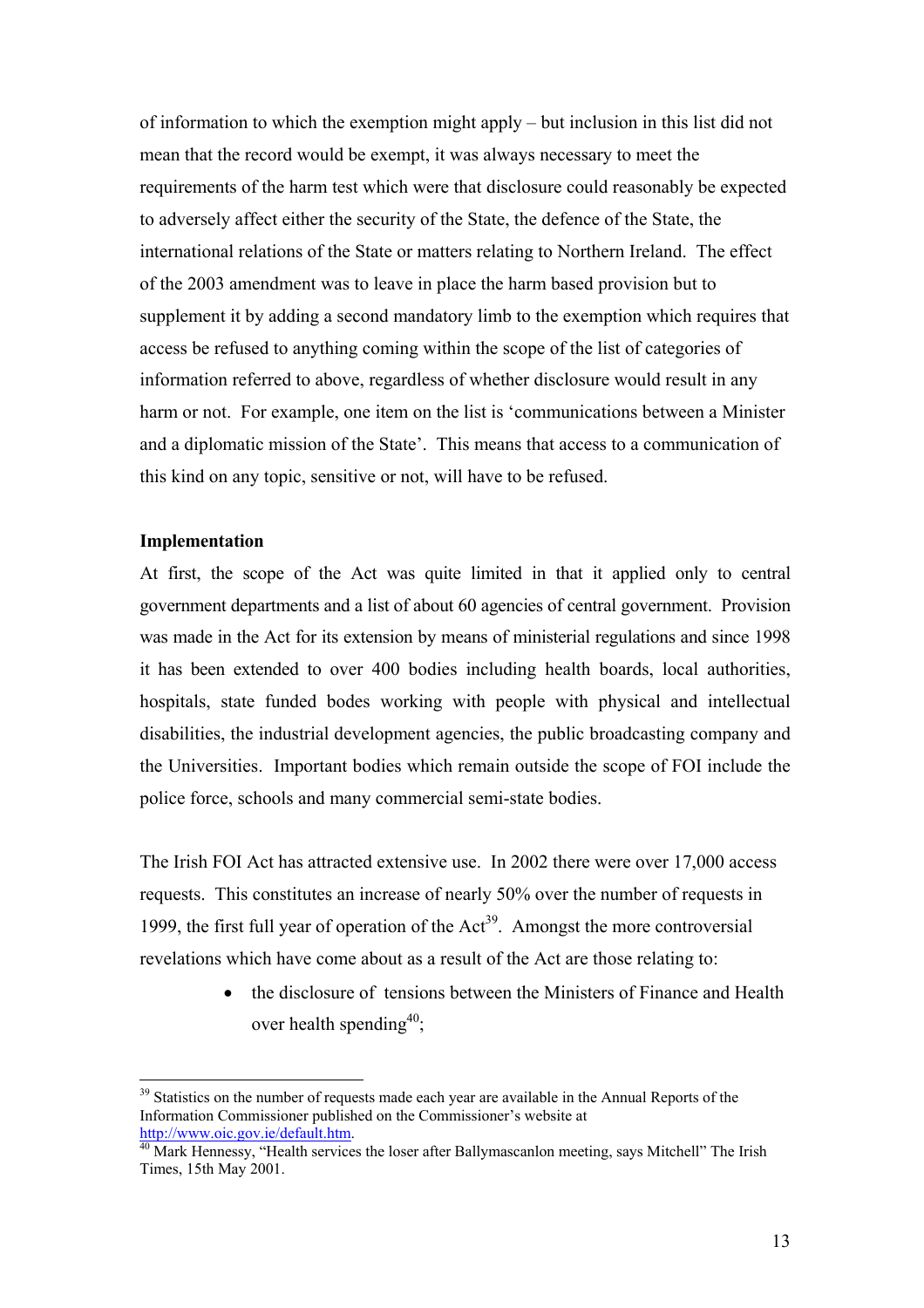of information to which the exemption might apply – but inclusion in this list did not mean that the record would be exempt, it was always necessary to meet the requirements of the harm test which were that disclosure could reasonably be expected to adversely affect either the security of the State, the defence of the State, the international relations of the State or matters relating to Northern Ireland. The effect of the 2003 amendment was to leave in place the harm based provision but to supplement it by adding a second mandatory limb to the exemption which requires that access be refused to anything coming within the scope of the list of categories of information referred to above, regardless of whether disclosure would result in any harm or not. For example, one item on the list is 'communications between a Minister and a diplomatic mission of the State'. This means that access to a communication of this kind on any topic, sensitive or not, will have to be refused.

**Implementation**

At first, the scope of the Act was quite limited in that it applied only to central government departments and a list of about 60 agencies of central government. Provision was made in the Act for its extension by means of ministerial regulations and since 1998 it has been extended to over 400 bodies including health boards, local authorities, hospitals, state funded bodes working with people with physical and intellectual disabilities, the industrial development agencies, the public broadcasting company and the Universities. Important bodies which remain outside the scope of FOI include the police force, schools and many commercial semi-state bodies.

The Irish FOI Act has attracted extensive use. In 2002 there were over 17,000 access requests. This constitutes an increase of nearly 50% over the number of requests in 1999, the first full year of operation of the Act[39]. Amongst the more controversial revelations which have come about as a result of the Act are those relating to:

- the disclosure of tensions between the Ministers of Finance and Health over health spending[40];

---

[39] Statistics on the number of requests made each year are available in the Annual Reports of the Information Commissioner published on the Commissioner's website at http://www.oic.gov.ie/default.htm.

[40] Mark Hennessy, "Health services the loser after Ballymascanlon meeting, says Mitchell" The Irish Times, 15th May 2001.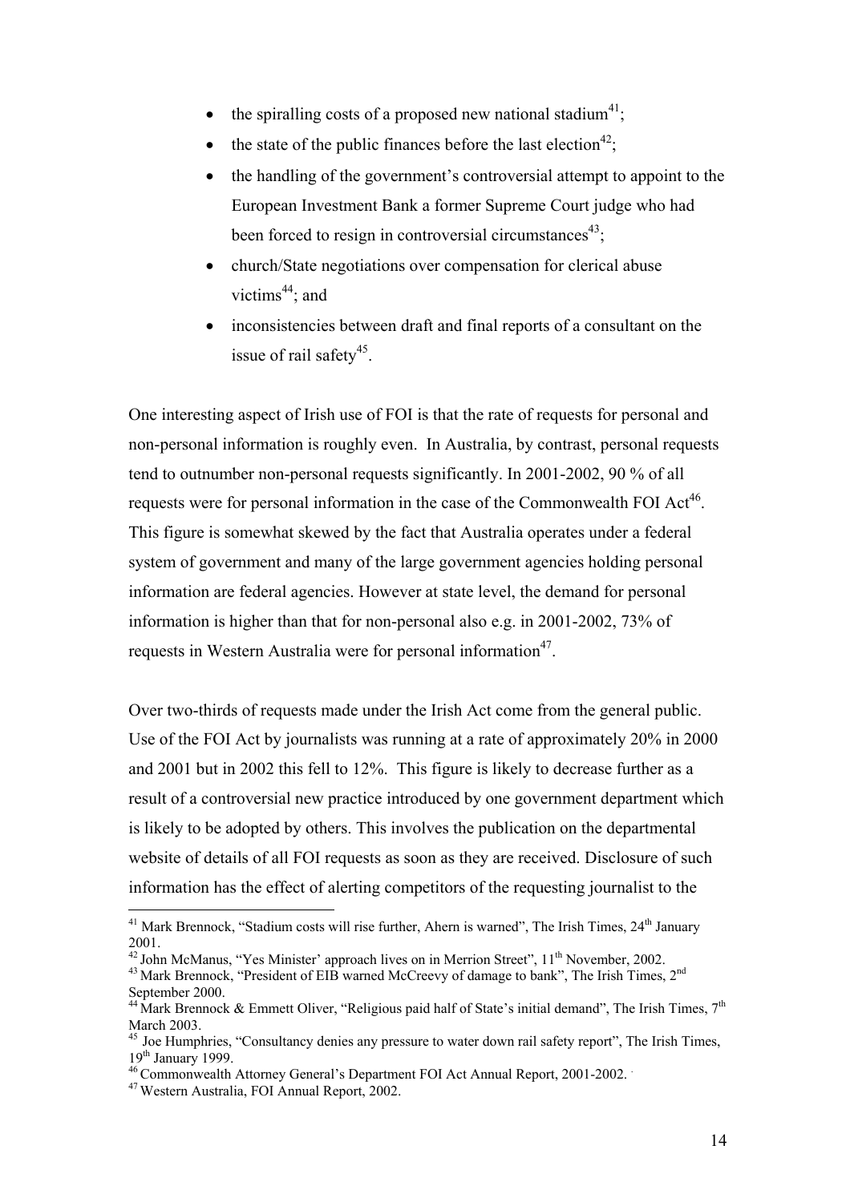- the spiralling costs of a proposed new national stadium[41];
- the state of the public finances before the last election[42];
- the handling of the government's controversial attempt to appoint to the European Investment Bank a former Supreme Court judge who had been forced to resign in controversial circumstances[43];
- church/State negotiations over compensation for clerical abuse victims[44]; and
- inconsistencies between draft and final reports of a consultant on the issue of rail safety[45].

One interesting aspect of Irish use of FOI is that the rate of requests for personal and non-personal information is roughly even. In Australia, by contrast, personal requests tend to outnumber non-personal requests significantly. In 2001-2002, 90 % of all requests were for personal information in the case of the Commonwealth FOI Act[46]. This figure is somewhat skewed by the fact that Australia operates under a federal system of government and many of the large government agencies holding personal information are federal agencies. However at state level, the demand for personal information is higher than that for non-personal also e.g. in 2001-2002, 73% of requests in Western Australia were for personal information[47].

Over two-thirds of requests made under the Irish Act come from the general public. Use of the FOI Act by journalists was running at a rate of approximately 20% in 2000 and 2001 but in 2002 this fell to 12%. This figure is likely to decrease further as a result of a controversial new practice introduced by one government department which is likely to be adopted by others. This involves the publication on the departmental website of details of all FOI requests as soon as they are received. Disclosure of such information has the effect of alerting competitors of the requesting journalist to the

---

[41] Mark Brennock, "Stadium costs will rise further, Ahern is warned", The Irish Times, 24th January 2001.

[42] John McManus, "Yes Minister' approach lives on in Merrion Street", 11th November, 2002.

[43] Mark Brennock, "President of EIB warned McCreevy of damage to bank", The Irish Times, 2nd September 2000.

[44] Mark Brennock & Emmett Oliver, "Religious paid half of State's initial demand", The Irish Times, 7th March 2003.

[45] Joe Humphries, "Consultancy denies any pressure to water down rail safety report", The Irish Times, 19th January 1999.

[46] Commonwealth Attorney General's Department FOI Act Annual Report, 2001-2002.

[47] Western Australia, FOI Annual Report, 2002.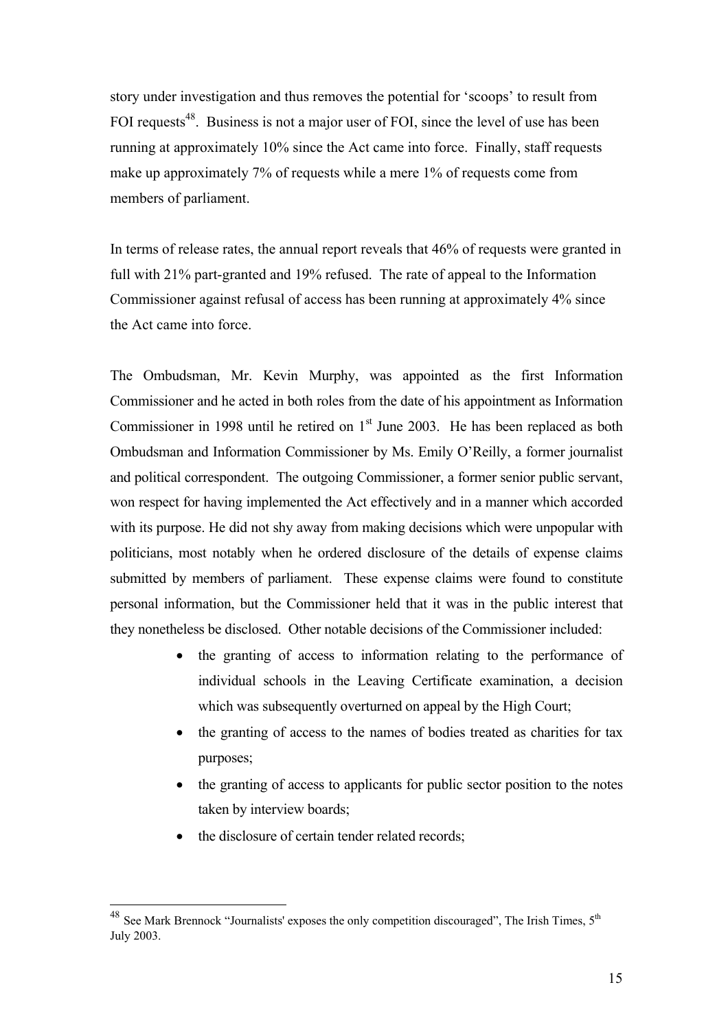story under investigation and thus removes the potential for 'scoops' to result from FOI requests[48]. Business is not a major user of FOI, since the level of use has been running at approximately 10% since the Act came into force. Finally, staff requests make up approximately 7% of requests while a mere 1% of requests come from members of parliament.

In terms of release rates, the annual report reveals that 46% of requests were granted in full with 21% part-granted and 19% refused. The rate of appeal to the Information Commissioner against refusal of access has been running at approximately 4% since the Act came into force.

The Ombudsman, Mr. Kevin Murphy, was appointed as the first Information Commissioner and he acted in both roles from the date of his appointment as Information Commissioner in 1998 until he retired on 1st June 2003. He has been replaced as both Ombudsman and Information Commissioner by Ms. Emily O'Reilly, a former journalist and political correspondent. The outgoing Commissioner, a former senior public servant, won respect for having implemented the Act effectively and in a manner which accorded with its purpose. He did not shy away from making decisions which were unpopular with politicians, most notably when he ordered disclosure of the details of expense claims submitted by members of parliament. These expense claims were found to constitute personal information, but the Commissioner held that it was in the public interest that they nonetheless be disclosed. Other notable decisions of the Commissioner included:

- the granting of access to information relating to the performance of individual schools in the Leaving Certificate examination, a decision which was subsequently overturned on appeal by the High Court;
- the granting of access to the names of bodies treated as charities for tax purposes;
- the granting of access to applicants for public sector position to the notes taken by interview boards;
- the disclosure of certain tender related records;

[48] See Mark Brennock "Journalists' exposes the only competition discouraged", The Irish Times, 5th July 2003.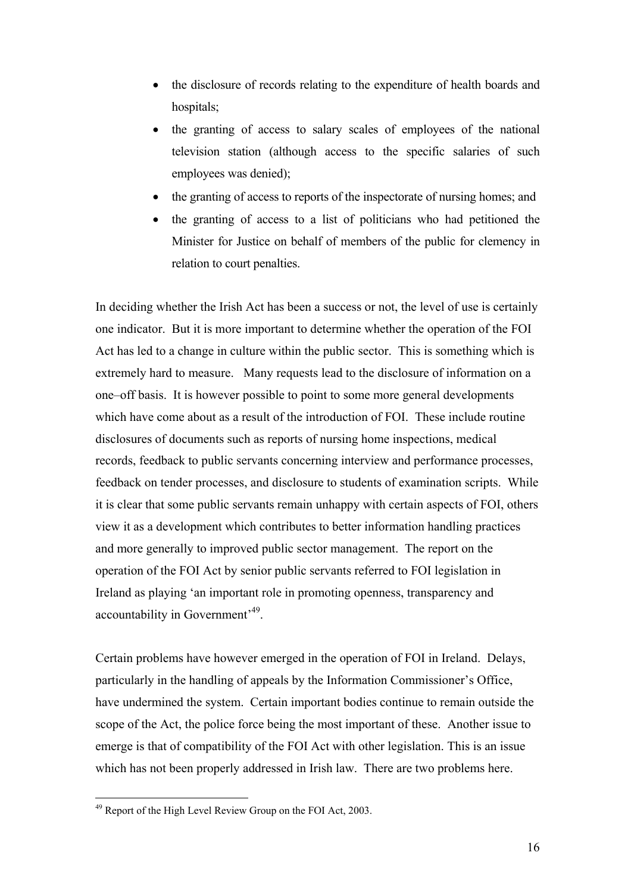- the disclosure of records relating to the expenditure of health boards and hospitals;
- the granting of access to salary scales of employees of the national television station (although access to the specific salaries of such employees was denied);
- the granting of access to reports of the inspectorate of nursing homes; and
- the granting of access to a list of politicians who had petitioned the Minister for Justice on behalf of members of the public for clemency in relation to court penalties.

In deciding whether the Irish Act has been a success or not, the level of use is certainly one indicator. But it is more important to determine whether the operation of the FOI Act has led to a change in culture within the public sector. This is something which is extremely hard to measure. Many requests lead to the disclosure of information on a one–off basis. It is however possible to point to some more general developments which have come about as a result of the introduction of FOI. These include routine disclosures of documents such as reports of nursing home inspections, medical records, feedback to public servants concerning interview and performance processes, feedback on tender processes, and disclosure to students of examination scripts. While it is clear that some public servants remain unhappy with certain aspects of FOI, others view it as a development which contributes to better information handling practices and more generally to improved public sector management. The report on the operation of the FOI Act by senior public servants referred to FOI legislation in Ireland as playing 'an important role in promoting openness, transparency and accountability in Government'[49].

Certain problems have however emerged in the operation of FOI in Ireland. Delays, particularly in the handling of appeals by the Information Commissioner's Office, have undermined the system. Certain important bodies continue to remain outside the scope of the Act, the police force being the most important of these. Another issue to emerge is that of compatibility of the FOI Act with other legislation. This is an issue which has not been properly addressed in Irish law. There are two problems here.

[49] Report of the High Level Review Group on the FOI Act, 2003.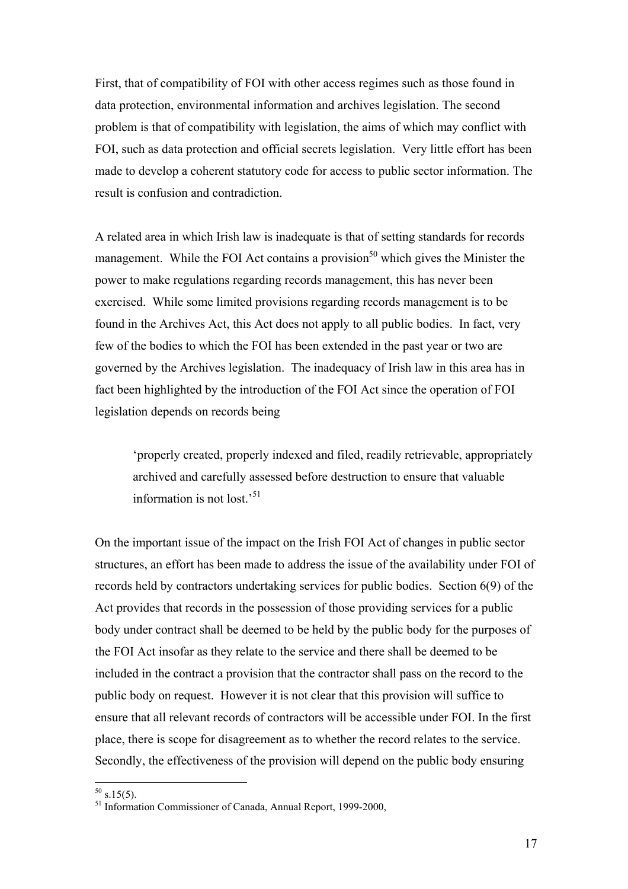First, that of compatibility of FOI with other access regimes such as those found in data protection, environmental information and archives legislation. The second problem is that of compatibility with legislation, the aims of which may conflict with FOI, such as data protection and official secrets legislation. Very little effort has been made to develop a coherent statutory code for access to public sector information. The result is confusion and contradiction.

A related area in which Irish law is inadequate is that of setting standards for records management. While the FOI Act contains a provision[50] which gives the Minister the power to make regulations regarding records management, this has never been exercised. While some limited provisions regarding records management is to be found in the Archives Act, this Act does not apply to all public bodies. In fact, very few of the bodies to which the FOI has been extended in the past year or two are governed by the Archives legislation. The inadequacy of Irish law in this area has in fact been highlighted by the introduction of the FOI Act since the operation of FOI legislation depends on records being

> 'properly created, properly indexed and filed, readily retrievable, appropriately archived and carefully assessed before destruction to ensure that valuable information is not lost.'[51]

On the important issue of the impact on the Irish FOI Act of changes in public sector structures, an effort has been made to address the issue of the availability under FOI of records held by contractors undertaking services for public bodies. Section 6(9) of the Act provides that records in the possession of those providing services for a public body under contract shall be deemed to be held by the public body for the purposes of the FOI Act insofar as they relate to the service and there shall be deemed to be included in the contract a provision that the contractor shall pass on the record to the public body on request. However it is not clear that this provision will suffice to ensure that all relevant records of contractors will be accessible under FOI. In the first place, there is scope for disagreement as to whether the record relates to the service. Secondly, the effectiveness of the provision will depend on the public body ensuring

---

[50] s.15(5).

[51] Information Commissioner of Canada, Annual Report, 1999-2000,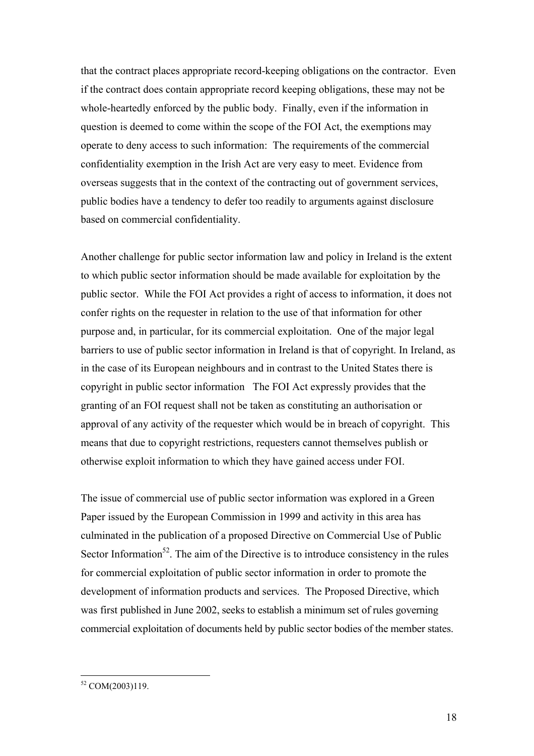that the contract places appropriate record-keeping obligations on the contractor. Even if the contract does contain appropriate record keeping obligations, these may not be whole-heartedly enforced by the public body. Finally, even if the information in question is deemed to come within the scope of the FOI Act, the exemptions may operate to deny access to such information: The requirements of the commercial confidentiality exemption in the Irish Act are very easy to meet. Evidence from overseas suggests that in the context of the contracting out of government services, public bodies have a tendency to defer too readily to arguments against disclosure based on commercial confidentiality.

Another challenge for public sector information law and policy in Ireland is the extent to which public sector information should be made available for exploitation by the public sector. While the FOI Act provides a right of access to information, it does not confer rights on the requester in relation to the use of that information for other purpose and, in particular, for its commercial exploitation. One of the major legal barriers to use of public sector information in Ireland is that of copyright. In Ireland, as in the case of its European neighbours and in contrast to the United States there is copyright in public sector information The FOI Act expressly provides that the granting of an FOI request shall not be taken as constituting an authorisation or approval of any activity of the requester which would be in breach of copyright. This means that due to copyright restrictions, requesters cannot themselves publish or otherwise exploit information to which they have gained access under FOI.

The issue of commercial use of public sector information was explored in a Green Paper issued by the European Commission in 1999 and activity in this area has culminated in the publication of a proposed Directive on Commercial Use of Public Sector Information[52]. The aim of the Directive is to introduce consistency in the rules for commercial exploitation of public sector information in order to promote the development of information products and services. The Proposed Directive, which was first published in June 2002, seeks to establish a minimum set of rules governing commercial exploitation of documents held by public sector bodies of the member states.

[52] COM(2003)119.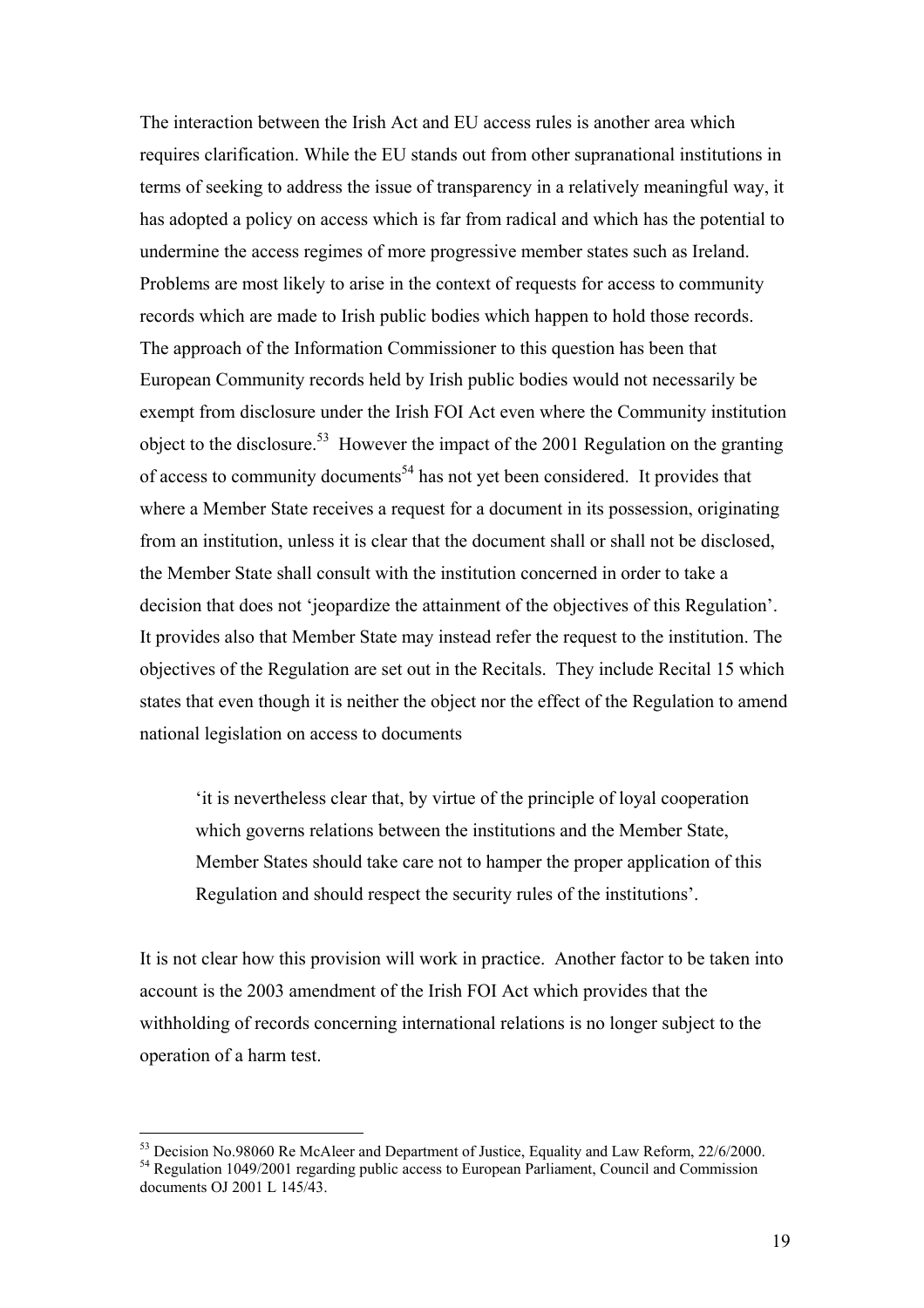The interaction between the Irish Act and EU access rules is another area which requires clarification. While the EU stands out from other supranational institutions in terms of seeking to address the issue of transparency in a relatively meaningful way, it has adopted a policy on access which is far from radical and which has the potential to undermine the access regimes of more progressive member states such as Ireland. Problems are most likely to arise in the context of requests for access to community records which are made to Irish public bodies which happen to hold those records. The approach of the Information Commissioner to this question has been that European Community records held by Irish public bodies would not necessarily be exempt from disclosure under the Irish FOI Act even where the Community institution object to the disclosure.[53] However the impact of the 2001 Regulation on the granting of access to community documents[54] has not yet been considered. It provides that where a Member State receives a request for a document in its possession, originating from an institution, unless it is clear that the document shall or shall not be disclosed, the Member State shall consult with the institution concerned in order to take a decision that does not 'jeopardize the attainment of the objectives of this Regulation'. It provides also that Member State may instead refer the request to the institution. The objectives of the Regulation are set out in the Recitals. They include Recital 15 which states that even though it is neither the object nor the effect of the Regulation to amend national legislation on access to documents

> 'it is nevertheless clear that, by virtue of the principle of loyal cooperation which governs relations between the institutions and the Member State, Member States should take care not to hamper the proper application of this Regulation and should respect the security rules of the institutions'.

It is not clear how this provision will work in practice. Another factor to be taken into account is the 2003 amendment of the Irish FOI Act which provides that the withholding of records concerning international relations is no longer subject to the operation of a harm test.

---

[53] Decision No.98060 Re McAleer and Department of Justice, Equality and Law Reform, 22/6/2000.

[54] Regulation 1049/2001 regarding public access to European Parliament, Council and Commission documents OJ 2001 L 145/43.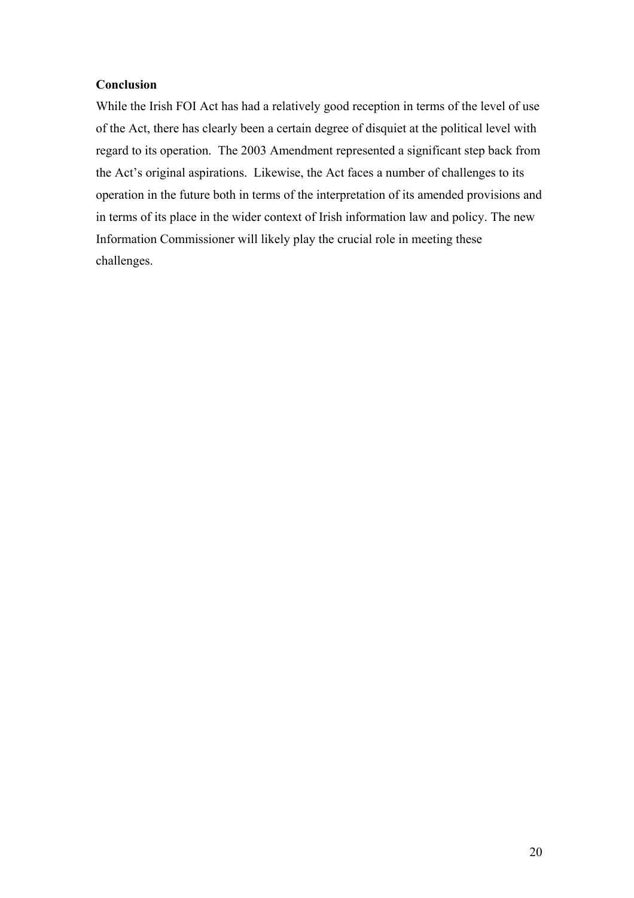**Conclusion**

While the Irish FOI Act has had a relatively good reception in terms of the level of use of the Act, there has clearly been a certain degree of disquiet at the political level with regard to its operation. The 2003 Amendment represented a significant step back from the Act's original aspirations. Likewise, the Act faces a number of challenges to its operation in the future both in terms of the interpretation of its amended provisions and in terms of its place in the wider context of Irish information law and policy. The new Information Commissioner will likely play the crucial role in meeting these challenges.